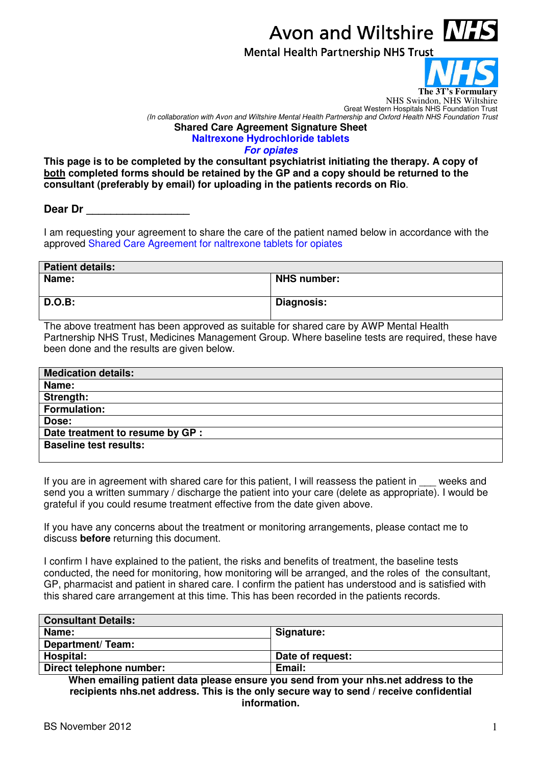Avon and Wiltshire NHS

Mental Health Partnership NHS Trust

NHS

**The 3T's Formulary**

NHS Swindon, NHS Wiltshire

Great Western Hospitals NHS Foundation Trust

*(In collaboration with Avon and Wiltshire Mental Health Partnership and Oxford Health NHS Foundation Trust*

## Shared Care Agreement Signature Sheet

## Naltrexone Hydrochloride tablets

### *For opiates*

**This page is to be completed by the consultant psychiatrist initiating the therapy. A copy of both completed forms should be retained by the GP and a copy should be returned to the consultant (preferably by email) for uploading in the patients records on Rio**.

**Dear Dr _________________**

I am requesting your agreement to share the care of the patient named below in accordance with the approved Shared Care Agreement for naltrexone tablets for opiates

| **Patient details:** | |
|---|---|
| **Name:** | **NHS number:** |
| **D.O.B:** | **Diagnosis:** |

The above treatment has been approved as suitable for shared care by AWP Mental Health Partnership NHS Trust, Medicines Management Group. Where baseline tests are required, these have been done and the results are given below.

| **Medication details:** |
|---|
| **Name:** |
| **Strength:** |
| **Formulation:** |
| **Dose:** |
| **Date treatment to resume by GP :** |
| **Baseline test results:** |

If you are in agreement with shared care for this patient, I will reassess the patient in ___ weeks and send you a written summary / discharge the patient into your care (delete as appropriate). I would be grateful if you could resume treatment effective from the date given above.

If you have any concerns about the treatment or monitoring arrangements, please contact me to discuss **before** returning this document.

I confirm I have explained to the patient, the risks and benefits of treatment, the baseline tests conducted, the need for monitoring, how monitoring will be arranged, and the roles of the consultant, GP, pharmacist and patient in shared care. I confirm the patient has understood and is satisfied with this shared care arrangement at this time. This has been recorded in the patients records.

| **Consultant Details:** | |
|---|---|
| **Name:** | **Signature:** |
| **Department/ Team:** | |
| **Hospital:** | **Date of request:** |
| **Direct telephone number:** | **Email:** |

**When emailing patient data please ensure you send from your nhs.net address to the recipients nhs.net address. This is the only secure way to send / receive confidential information.**

BS November 2012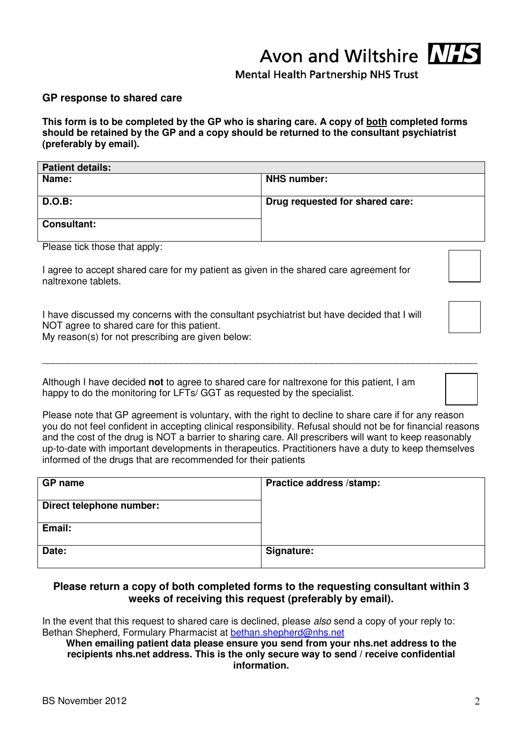Avon and Wiltshire NHS

Mental Health Partnership NHS Trust

## GP response to shared care

**This form is to be completed by the GP who is sharing care. A copy of both completed forms should be retained by the GP and a copy should be returned to the consultant psychiatrist (preferably by email).**

| **Patient details:** | |
|---|---|
| **Name:** | **NHS number:** |
| **D.O.B:** | **Drug requested for shared care:** |
| **Consultant:** | |

Please tick those that apply:

I agree to accept shared care for my patient as given in the shared care agreement for naltrexone tablets. ☐

I have discussed my concerns with the consultant psychiatrist but have decided that I will NOT agree to shared care for this patient.
My reason(s) for not prescribing are given below: ☐

\_\_\_\_\_\_\_\_\_\_\_\_\_\_\_\_\_\_\_\_\_\_\_\_\_\_\_\_\_\_\_\_\_\_\_\_\_\_\_\_\_\_\_\_\_\_\_\_\_\_\_\_\_\_\_\_\_\_\_\_\_\_\_\_\_\_\_\_\_\_\_\_\_\_\_\_

Although I have decided **not** to agree to shared care for naltrexone for this patient, I am happy to do the monitoring for LFTs/ GGT as requested by the specialist. ☐

Please note that GP agreement is voluntary, with the right to decline to share care if for any reason you do not feel confident in accepting clinical responsibility. Refusal should not be for financial reasons and the cost of the drug is NOT a barrier to sharing care. All prescribers will want to keep reasonably up-to-date with important developments in therapeutics. Practitioners have a duty to keep themselves informed of the drugs that are recommended for their patients

| | |
|---|---|
| **GP name** | **Practice address /stamp:** |
| **Direct telephone number:** | |
| **Email:** | |
| **Date:** | **Signature:** |

**Please return a copy of both completed forms to the requesting consultant within 3 weeks of receiving this request (preferably by email).**

In the event that this request to shared care is declined, please *also* send a copy of your reply to: Bethan Shepherd, Formulary Pharmacist at bethan.shepherd@nhs.net

**When emailing patient data please ensure you send from your nhs.net address to the recipients nhs.net address. This is the only secure way to send / receive confidential information.**

BS November 2012